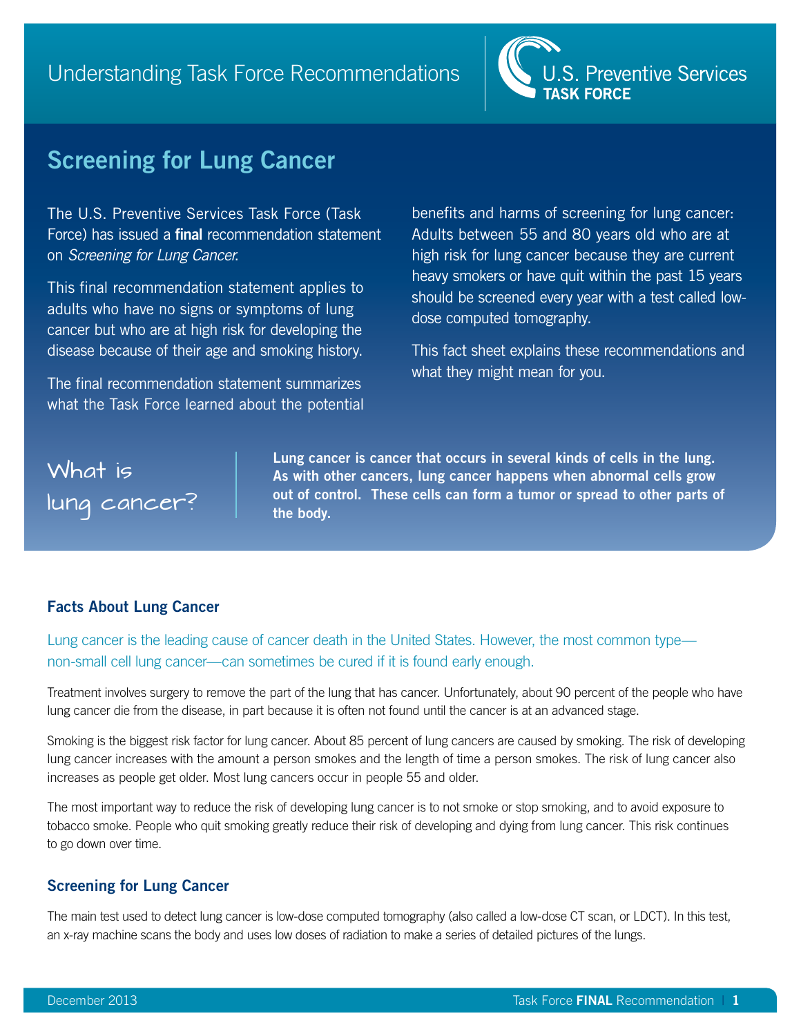Understanding Task Force Recommendations

U.S. Preventive Services **TASK FORCE**

# Screening for Lung Cancer

The U.S. Preventive Services Task Force (Task Force) has issued a **final** recommendation statement on *Screening for Lung Cancer*.

This final recommendation statement applies to adults who have no signs or symptoms of lung cancer but who are at high risk for developing the disease because of their age and smoking history.

The final recommendation statement summarizes what the Task Force learned about the potential benefits and harms of screening for lung cancer: Adults between 55 and 80 years old who are at high risk for lung cancer because they are current heavy smokers or have quit within the past 15 years should be screened every year with a test called low-dose computed tomography.

This fact sheet explains these recommendations and what they might mean for you.

## What is lung cancer?

**Lung cancer is cancer that occurs in several kinds of cells in the lung. As with other cancers, lung cancer happens when abnormal cells grow out of control. These cells can form a tumor or spread to other parts of the body.**

### Facts About Lung Cancer

Lung cancer is the leading cause of cancer death in the United States. However, the most common type—non-small cell lung cancer—can sometimes be cured if it is found early enough.

Treatment involves surgery to remove the part of the lung that has cancer. Unfortunately, about 90 percent of the people who have lung cancer die from the disease, in part because it is often not found until the cancer is at an advanced stage.

Smoking is the biggest risk factor for lung cancer. About 85 percent of lung cancers are caused by smoking. The risk of developing lung cancer increases with the amount a person smokes and the length of time a person smokes. The risk of lung cancer also increases as people get older. Most lung cancers occur in people 55 and older.

The most important way to reduce the risk of developing lung cancer is to not smoke or stop smoking, and to avoid exposure to tobacco smoke. People who quit smoking greatly reduce their risk of developing and dying from lung cancer. This risk continues to go down over time.

### Screening for Lung Cancer

The main test used to detect lung cancer is low-dose computed tomography (also called a low-dose CT scan, or LDCT). In this test, an x-ray machine scans the body and uses low doses of radiation to make a series of detailed pictures of the lungs.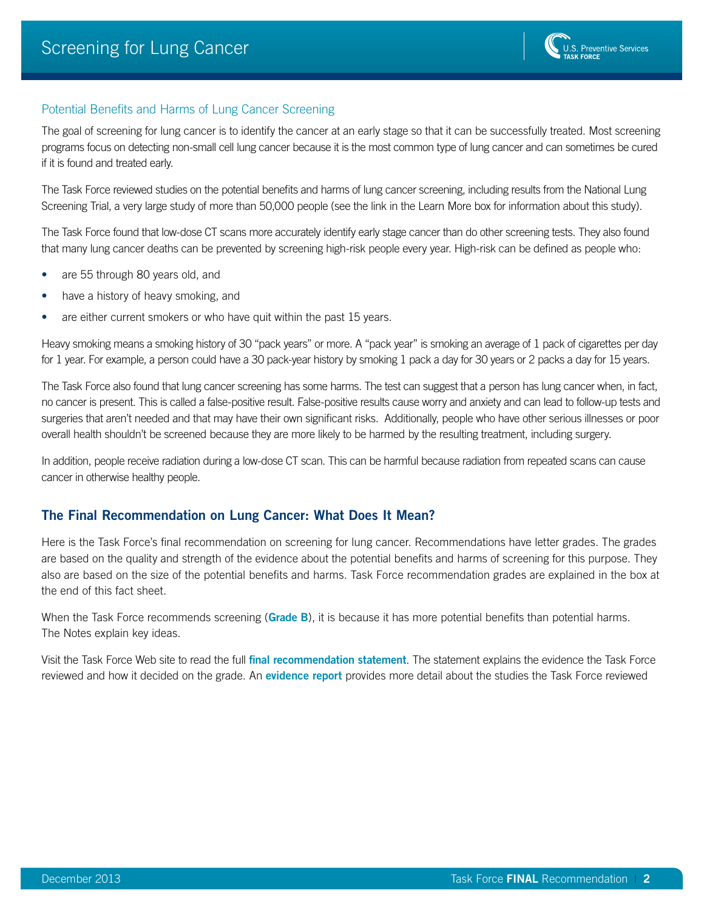## Potential Benefits and Harms of Lung Cancer Screening

The goal of screening for lung cancer is to identify the cancer at an early stage so that it can be successfully treated. Most screening programs focus on detecting non-small cell lung cancer because it is the most common type of lung cancer and can sometimes be cured if it is found and treated early.

The Task Force reviewed studies on the potential benefits and harms of lung cancer screening, including results from the National Lung Screening Trial, a very large study of more than 50,000 people (see the link in the Learn More box for information about this study).

The Task Force found that low-dose CT scans more accurately identify early stage cancer than do other screening tests. They also found that many lung cancer deaths can be prevented by screening high-risk people every year. High-risk can be defined as people who:

- are 55 through 80 years old, and
- have a history of heavy smoking, and
- are either current smokers or who have quit within the past 15 years.

Heavy smoking means a smoking history of 30 "pack years" or more. A "pack year" is smoking an average of 1 pack of cigarettes per day for 1 year. For example, a person could have a 30 pack-year history by smoking 1 pack a day for 30 years or 2 packs a day for 15 years.

The Task Force also found that lung cancer screening has some harms. The test can suggest that a person has lung cancer when, in fact, no cancer is present. This is called a false-positive result. False-positive results cause worry and anxiety and can lead to follow-up tests and surgeries that aren't needed and that may have their own significant risks. Additionally, people who have other serious illnesses or poor overall health shouldn't be screened because they are more likely to be harmed by the resulting treatment, including surgery.

In addition, people receive radiation during a low-dose CT scan. This can be harmful because radiation from repeated scans can cause cancer in otherwise healthy people.

## The Final Recommendation on Lung Cancer: What Does It Mean?

Here is the Task Force's final recommendation on screening for lung cancer. Recommendations have letter grades. The grades are based on the quality and strength of the evidence about the potential benefits and harms of screening for this purpose. They also are based on the size of the potential benefits and harms. Task Force recommendation grades are explained in the box at the end of this fact sheet.

When the Task Force recommends screening (**Grade B**), it is because it has more potential benefits than potential harms. The Notes explain key ideas.

Visit the Task Force Web site to read the full **final recommendation statement**. The statement explains the evidence the Task Force reviewed and how it decided on the grade. An **evidence report** provides more detail about the studies the Task Force reviewed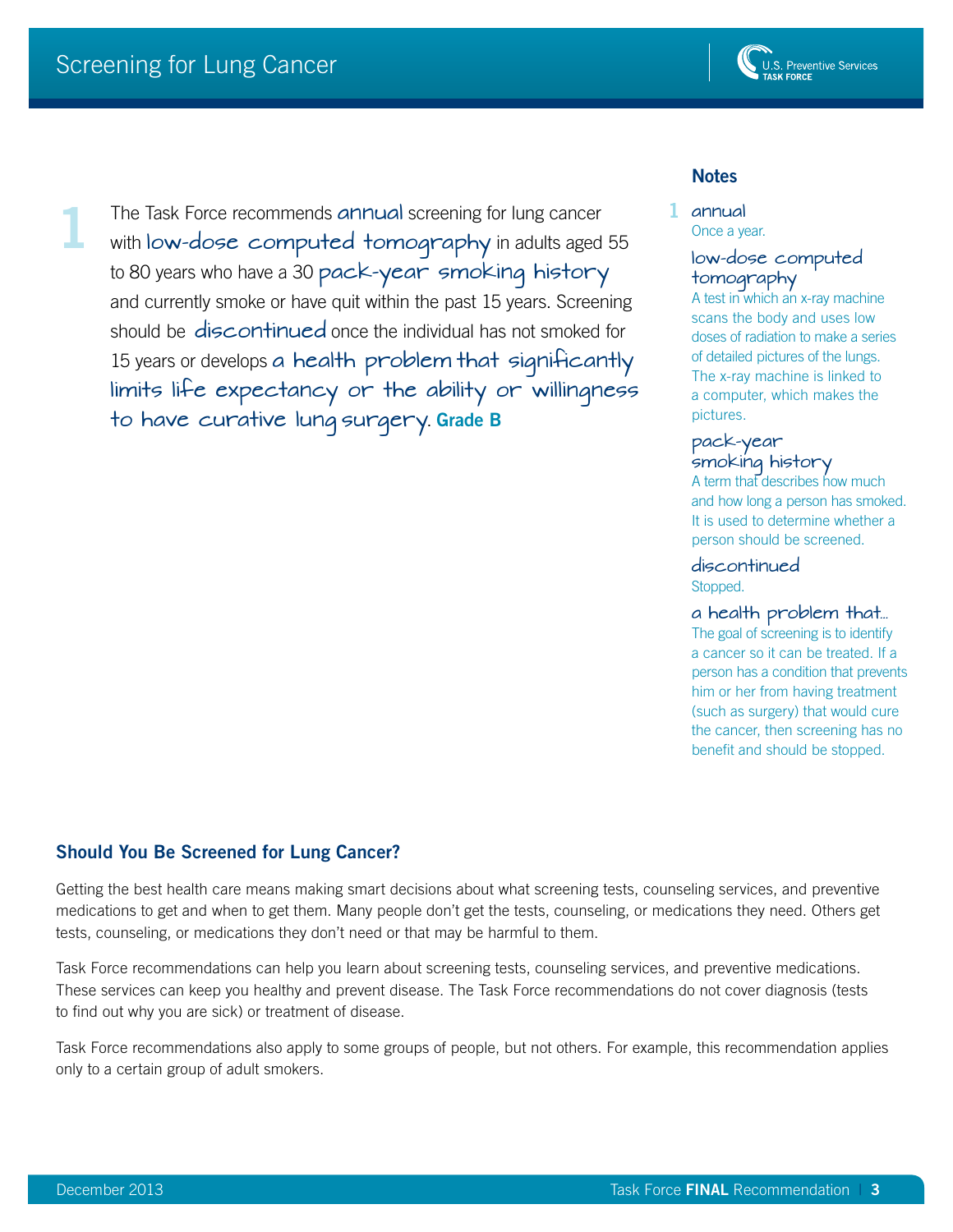1 The Task Force recommends annual screening for lung cancer with low-dose computed tomography in adults aged 55 to 80 years who have a 30 pack-year smoking history and currently smoke or have quit within the past 15 years. Screening should be discontinued once the individual has not smoked for 15 years or develops a health problem that significantly limits life expectancy or the ability or willingness to have curative lung surgery. **Grade B**

### Notes

1 **annual**
Once a year.

**low-dose computed tomography**
A test in which an x-ray machine scans the body and uses low doses of radiation to make a series of detailed pictures of the lungs. The x-ray machine is linked to a computer, which makes the pictures.

**pack-year smoking history**
A term that describes how much and how long a person has smoked. It is used to determine whether a person should be screened.

**discontinued**
Stopped.

**a health problem that...**
The goal of screening is to identify a cancer so it can be treated. If a person has a condition that prevents him or her from having treatment (such as surgery) that would cure the cancer, then screening has no benefit and should be stopped.

## Should You Be Screened for Lung Cancer?

Getting the best health care means making smart decisions about what screening tests, counseling services, and preventive medications to get and when to get them. Many people don't get the tests, counseling, or medications they need. Others get tests, counseling, or medications they don't need or that may be harmful to them.

Task Force recommendations can help you learn about screening tests, counseling services, and preventive medications. These services can keep you healthy and prevent disease. The Task Force recommendations do not cover diagnosis (tests to find out why you are sick) or treatment of disease.

Task Force recommendations also apply to some groups of people, but not others. For example, this recommendation applies only to a certain group of adult smokers.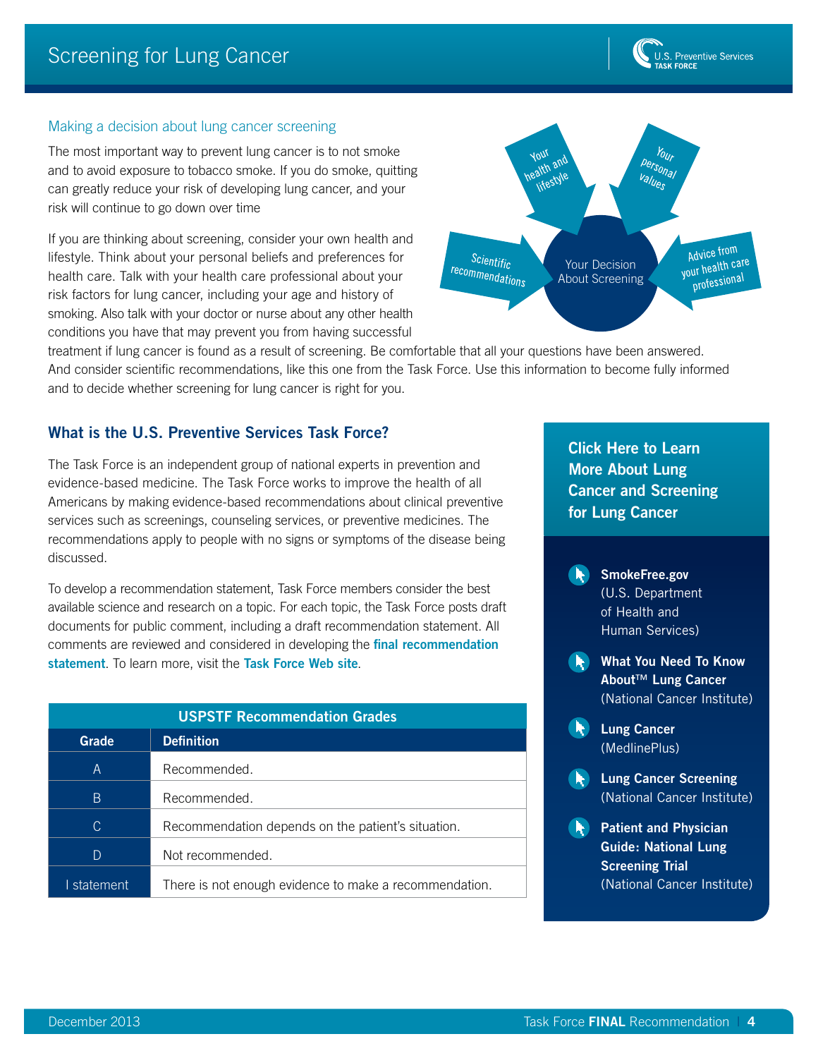## Making a decision about lung cancer screening

The most important way to prevent lung cancer is to not smoke and to avoid exposure to tobacco smoke. If you do smoke, quitting can greatly reduce your risk of developing lung cancer, and your risk will continue to go down over time

If you are thinking about screening, consider your own health and lifestyle. Think about your personal beliefs and preferences for health care. Talk with your health care professional about your risk factors for lung cancer, including your age and history of smoking. Also talk with your doctor or nurse about any other health conditions you have that may prevent you from having successful treatment if lung cancer is found as a result of screening. Be comfortable that all your questions have been answered. And consider scientific recommendations, like this one from the Task Force. Use this information to become fully informed and to decide whether screening for lung cancer is right for you.

Your health and lifestyle

Your personal values

Scientific recommendations

Your Decision About Screening

Advice from your health care professional

## What is the U.S. Preventive Services Task Force?

The Task Force is an independent group of national experts in prevention and evidence-based medicine. The Task Force works to improve the health of all Americans by making evidence-based recommendations about clinical preventive services such as screenings, counseling services, or preventive medicines. The recommendations apply to people with no signs or symptoms of the disease being discussed.

To develop a recommendation statement, Task Force members consider the best available science and research on a topic. For each topic, the Task Force posts draft documents for public comment, including a draft recommendation statement. All comments are reviewed and considered in developing the **final recommendation statement**. To learn more, visit the **Task Force Web site**.

**USPSTF Recommendation Grades**

| Grade | Definition |
|---|---|
| A | Recommended. |
| B | Recommended. |
| C | Recommendation depends on the patient's situation. |
| D | Not recommended. |
| I statement | There is not enough evidence to make a recommendation. |

### Click Here to Learn More About Lung Cancer and Screening for Lung Cancer

- **SmokeFree.gov** (U.S. Department of Health and Human Services)
- **What You Need To Know About™ Lung Cancer** (National Cancer Institute)
- **Lung Cancer** (MedlinePlus)
- **Lung Cancer Screening** (National Cancer Institute)
- **Patient and Physician Guide: National Lung Screening Trial** (National Cancer Institute)